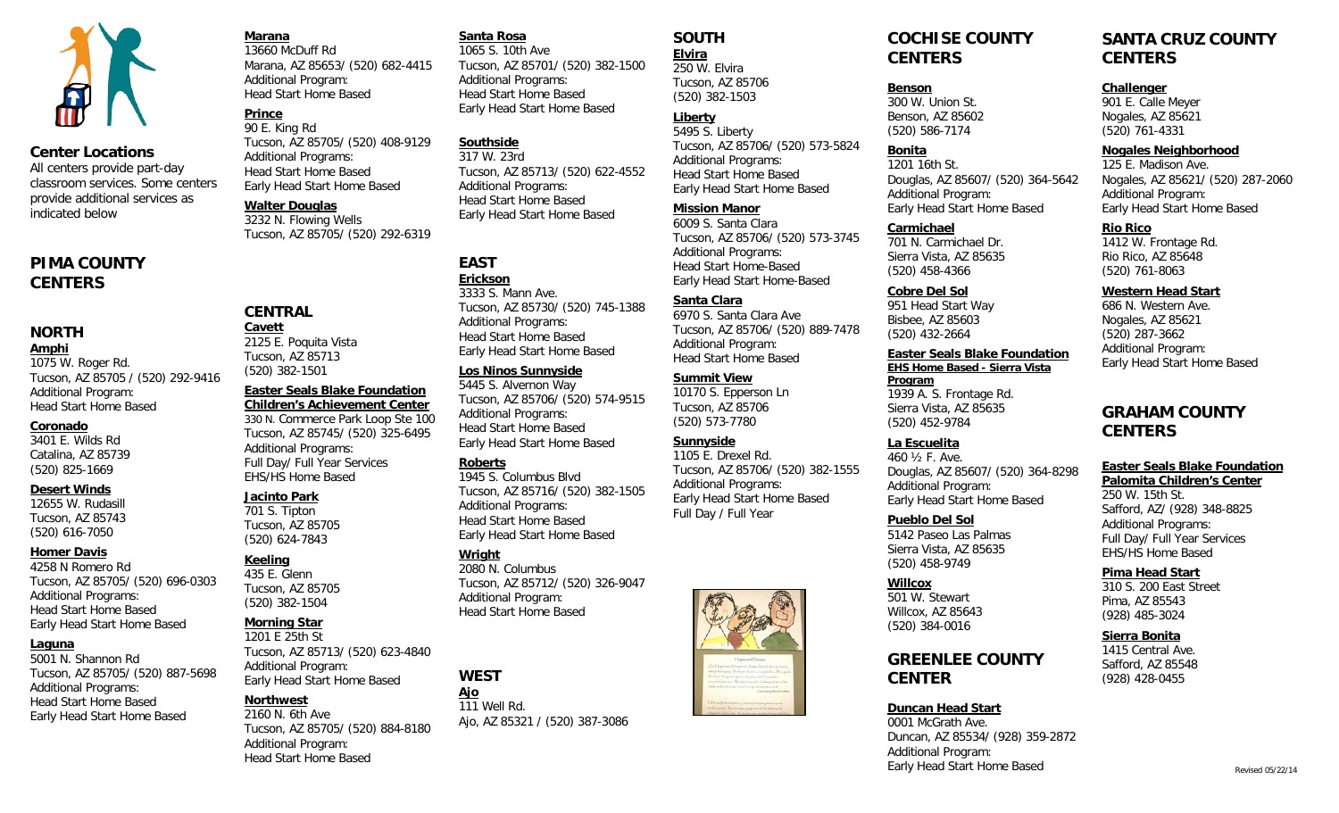## Center Locations

All centers provide part-day classroom services. Some centers provide additional services as indicated below

# PIMA COUNTY CENTERS

## NORTH

**Amphi**
1075 W. Roger Rd.
Tucson, AZ 85705 / (520) 292-9416
Additional Program:
Head Start Home Based

**Coronado**
3401 E. Wilds Rd
Catalina, AZ 85739
(520) 825-1669

**Desert Winds**
12655 W. Rudasill
Tucson, AZ 85743
(520) 616-7050

**Homer Davis**
4258 N Romero Rd
Tucson, AZ 85705/ (520) 696-0303
Additional Programs:
Head Start Home Based
Early Head Start Home Based

**Laguna**
5001 N. Shannon Rd
Tucson, AZ 85705/ (520) 887-5698
Additional Programs:
Head Start Home Based
Early Head Start Home Based

**Marana**
13660 McDuff Rd
Marana, AZ 85653/ (520) 682-4415
Additional Program:
Head Start Home Based

**Prince**
90 E. King Rd
Tucson, AZ 85705/ (520) 408-9129
Additional Programs:
Head Start Home Based
Early Head Start Home Based

**Walter Douglas**
3232 N. Flowing Wells
Tucson, AZ 85705/ (520) 292-6319

## CENTRAL

**Cavett**
2125 E. Poquita Vista
Tucson, AZ 85713
(520) 382-1501

**Easter Seals Blake Foundation Children's Achievement Center**
330 N. Commerce Park Loop Ste 100
Tucson, AZ 85745/ (520) 325-6495
Additional Programs:
Full Day/ Full Year Services
EHS/HS Home Based

**Jacinto Park**
701 S. Tipton
Tucson, AZ 85705
(520) 624-7843

**Keeling**
435 E. Glenn
Tucson, AZ 85705
(520) 382-1504

**Morning Star**
1201 E 25th St
Tucson, AZ 85713/ (520) 623-4840
Additional Program:
Early Head Start Home Based

**Northwest**
2160 N. 6th Ave
Tucson, AZ 85705/ (520) 884-8180
Additional Program:
Head Start Home Based

**Santa Rosa**
1065 S. 10th Ave
Tucson, AZ 85701/ (520) 382-1500
Additional Programs:
Head Start Home Based
Early Head Start Home Based

**Southside**
317 W. 23rd
Tucson, AZ 85713/ (520) 622-4552
Additional Programs:
Head Start Home Based
Early Head Start Home Based

## EAST

**Erickson**
3333 S. Mann Ave.
Tucson, AZ 85730/ (520) 745-1388
Additional Programs:
Head Start Home Based
Early Head Start Home Based

**Los Ninos Sunnyside**
5445 S. Alvernon Way
Tucson, AZ 85706/ (520) 574-9515
Additional Programs:
Head Start Home Based
Early Head Start Home Based

**Roberts**
1945 S. Columbus Blvd
Tucson, AZ 85716/ (520) 382-1505
Additional Programs:
Head Start Home Based
Early Head Start Home Based

**Wright**
2080 N. Columbus
Tucson, AZ 85712/ (520) 326-9047
Additional Program:
Head Start Home Based

## WEST

**Ajo**
111 Well Rd.
Ajo, AZ 85321 / (520) 387-3086

## SOUTH

**Elvira**
250 W. Elvira
Tucson, AZ 85706
(520) 382-1503

**Liberty**
5495 S. Liberty
Tucson, AZ 85706/ (520) 573-5824
Additional Programs:
Head Start Home Based
Early Head Start Home Based

**Mission Manor**
6009 S. Santa Clara
Tucson, AZ 85706/ (520) 573-3745
Additional Programs:
Head Start Home-Based
Early Head Start Home-Based

**Santa Clara**
6970 S. Santa Clara Ave
Tucson, AZ 85706/ (520) 889-7478
Additional Program:
Head Start Home Based

**Summit View**
10170 S. Epperson Ln
Tucson, AZ 85706
(520) 573-7780

**Sunnyside**
1105 E. Drexel Rd.
Tucson, AZ 85706/ (520) 382-1555
Additional Programs:
Early Head Start Home Based
Full Day / Full Year

# COCHISE COUNTY CENTERS

**Benson**
300 W. Union St.
Benson, AZ 85602
(520) 586-7174

**Bonita**
1201 16th St.
Douglas, AZ 85607/ (520) 364-5642
Additional Program:
Early Head Start Home Based

**Carmichael**
701 N. Carmichael Dr.
Sierra Vista, AZ 85635
(520) 458-4366

**Cobre Del Sol**
951 Head Start Way
Bisbee, AZ 85603
(520) 432-2664

**Easter Seals Blake Foundation**
**EHS Home Based - Sierra Vista Program**
1939 A. S. Frontage Rd.
Sierra Vista, AZ 85635
(520) 452-9784

**La Escuelita**
460 ½ F. Ave.
Douglas, AZ 85607/ (520) 364-8298
Additional Program:
Early Head Start Home Based

**Pueblo Del Sol**
5142 Paseo Las Palmas
Sierra Vista, AZ 85635
(520) 458-9749

**Willcox**
501 W. Stewart
Willcox, AZ 85643
(520) 384-0016

# GREENLEE COUNTY CENTER

**Duncan Head Start**
0001 McGrath Ave.
Duncan, AZ 85534/ (928) 359-2872
Additional Program:
Early Head Start Home Based

# SANTA CRUZ COUNTY CENTERS

**Challenger**
901 E. Calle Meyer
Nogales, AZ 85621
(520) 761-4331

**Nogales Neighborhood**
125 E. Madison Ave.
Nogales, AZ 85621/ (520) 287-2060
Additional Program:
Early Head Start Home Based

**Rio Rico**
1412 W. Frontage Rd.
Rio Rico, AZ 85648
(520) 761-8063

**Western Head Start**
686 N. Western Ave.
Nogales, AZ 85621
(520) 287-3662
Additional Program:
Early Head Start Home Based

# GRAHAM COUNTY CENTERS

**Easter Seals Blake Foundation Palomita Children's Center**
250 W. 15th St.
Safford, AZ/ (928) 348-8825
Additional Programs:
Full Day/ Full Year Services
EHS/HS Home Based

**Pima Head Start**
310 S. 200 East Street
Pima, AZ 85543
(928) 485-3024

**Sierra Bonita**
1415 Central Ave.
Safford, AZ 85548
(928) 428-0455

Revised 05/22/14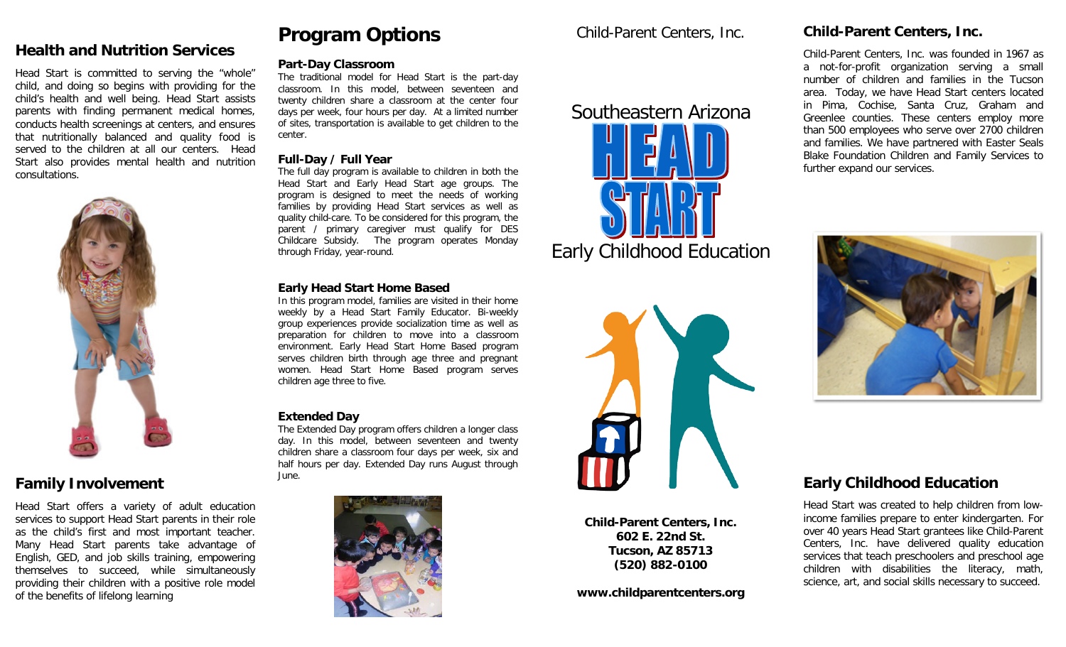## Health and Nutrition Services

Head Start is committed to serving the "whole" child, and doing so begins with providing for the child's health and well being. Head Start assists parents with finding permanent medical homes, conducts health screenings at centers, and ensures that nutritionally balanced and quality food is served to the children at all our centers. Head Start also provides mental health and nutrition consultations.

## Family Involvement

Head Start offers a variety of adult education services to support Head Start parents in their role as the child's first and most important teacher. Many Head Start parents take advantage of English, GED, and job skills training, empowering themselves to succeed, while simultaneously providing their children with a positive role model of the benefits of lifelong learning

# Program Options

### Part-Day Classroom

The traditional model for Head Start is the part-day classroom. In this model, between seventeen and twenty children share a classroom at the center four days per week, four hours per day. At a limited number of sites, transportation is available to get children to the center.

### Full-Day / Full Year

The full day program is available to children in both the Head Start and Early Head Start age groups. The program is designed to meet the needs of working families by providing Head Start services as well as quality child-care. To be considered for this program, the parent / primary caregiver must qualify for DES Childcare Subsidy. The program operates Monday through Friday, year-round.

### Early Head Start Home Based

In this program model, families are visited in their home weekly by a Head Start Family Educator. Bi-weekly group experiences provide socialization time as well as preparation for children to move into a classroom environment. Early Head Start Home Based program serves children birth through age three and pregnant women. Head Start Home Based program serves children age three to five.

### Extended Day

The Extended Day program offers children a longer class day. In this model, between seventeen and twenty children share a classroom four days per week, six and half hours per day. Extended Day runs August through June.

Child-Parent Centers, Inc.

Southeastern Arizona

HEAD START

Early Childhood Education

**Child-Parent Centers, Inc.**
**602 E. 22nd St.**
**Tucson, AZ 85713**
**(520) 882-0100**

**www.childparentcenters.org**

## Child-Parent Centers, Inc.

Child-Parent Centers, Inc. was founded in 1967 as a not-for-profit organization serving a small number of children and families in the Tucson area. Today, we have Head Start centers located in Pima, Cochise, Santa Cruz, Graham and Greenlee counties. These centers employ more than 500 employees who serve over 2700 children and families. We have partnered with Easter Seals Blake Foundation Children and Family Services to further expand our services.

## Early Childhood Education

Head Start was created to help children from low-income families prepare to enter kindergarten. For over 40 years Head Start grantees like Child-Parent Centers, Inc. have delivered quality education services that teach preschoolers and preschool age children with disabilities the literacy, math, science, art, and social skills necessary to succeed.